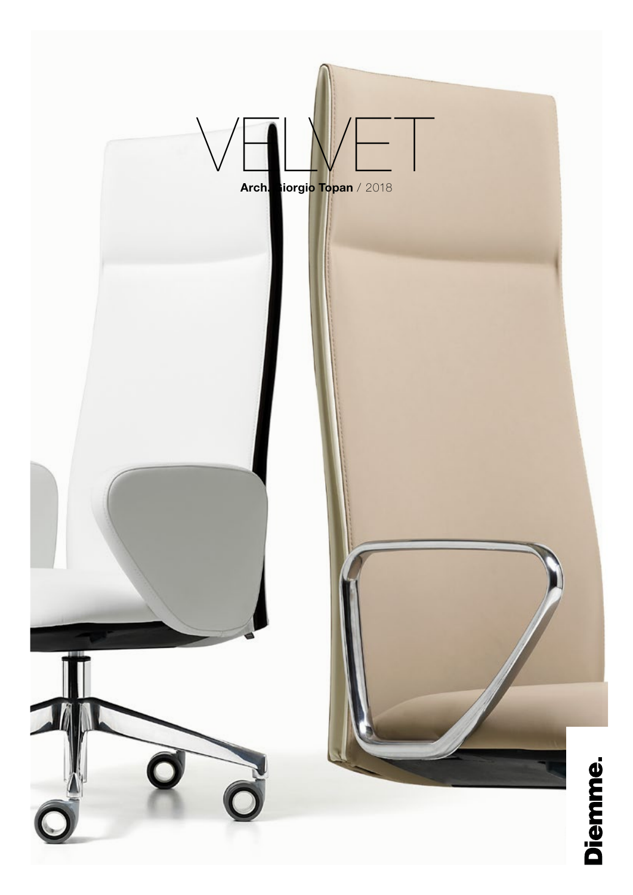# VELVET

**Arch. Giorgio Topan** / 2018

**Diemme.**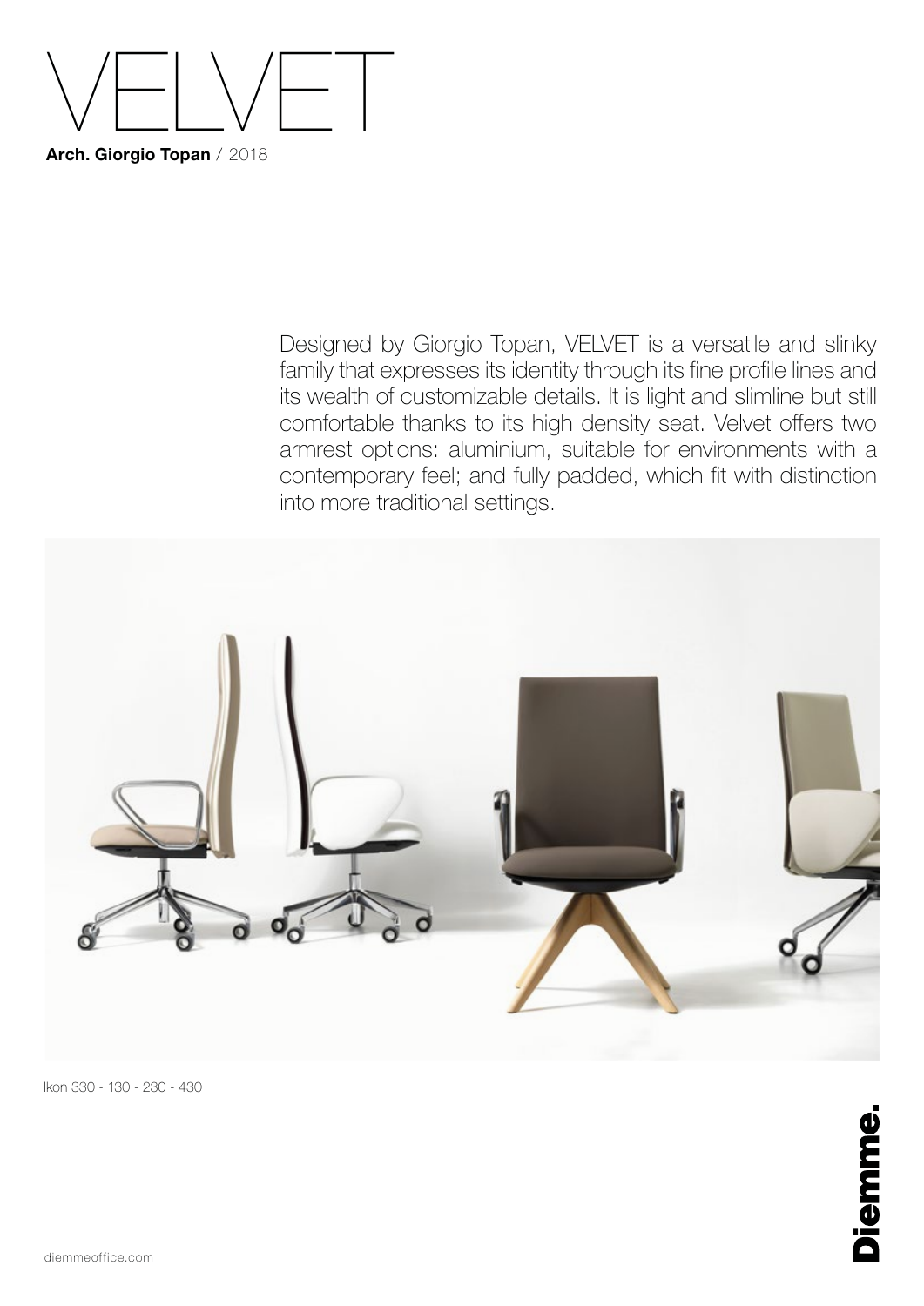# VELVET

**Arch. Giorgio Topan** / 2018

Designed by Giorgio Topan, VELVET is a versatile and slinky family that expresses its identity through its fine profile lines and its wealth of customizable details. It is light and slimline but still comfortable thanks to its high density seat. Velvet offers two armrest options: aluminium, suitable for environments with a contemporary feel; and fully padded, which fit with distinction into more traditional settings.

Ikon 330 - 130 - 230 - 430

Diemme.

diemmeoffice.com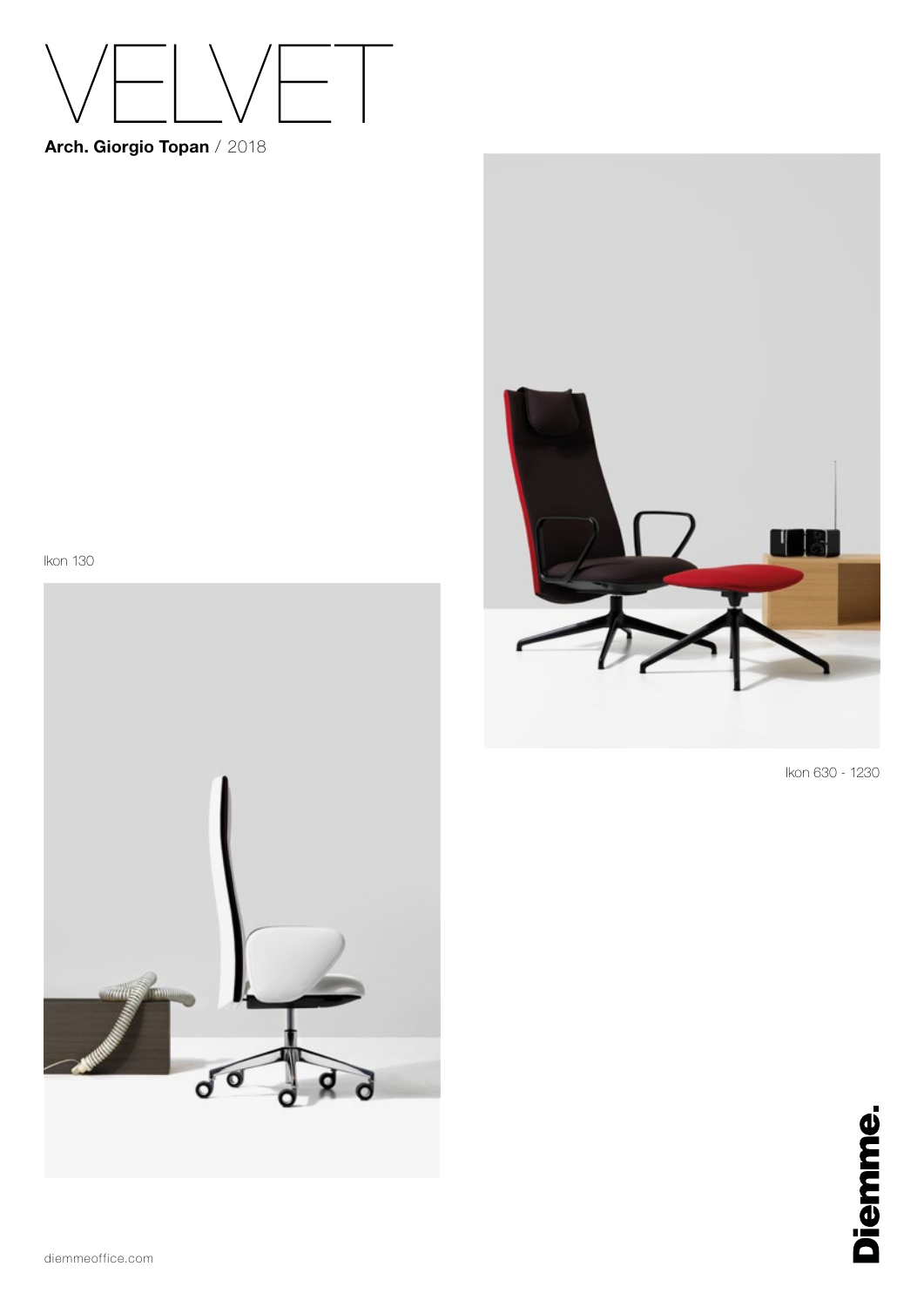# VELVET

**Arch. Giorgio Topan** / 2018

Ikon 630 - 1230

Ikon 130

Diemme.

diemmeoffice.com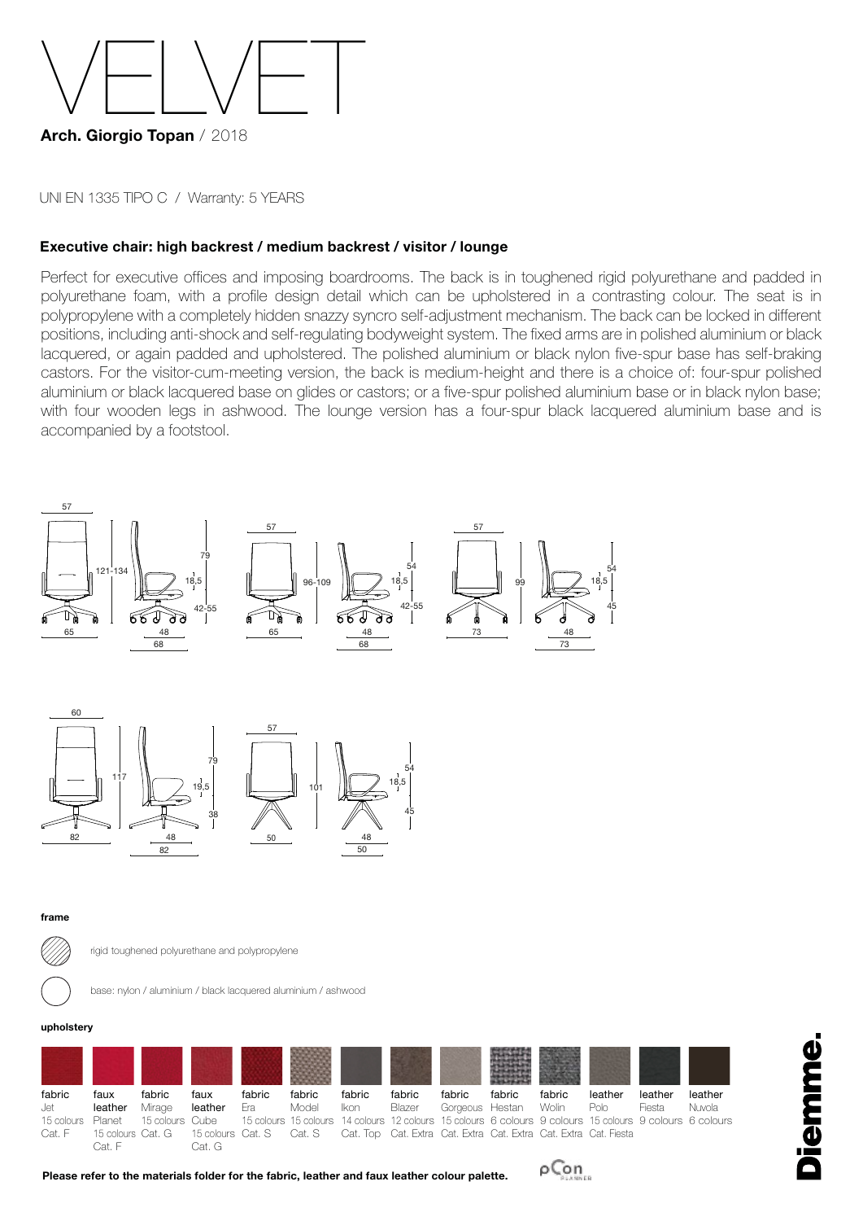# VELVET

**Arch. Giorgio Topan** / 2018

UNI EN 1335 TIPO C / Warranty: 5 YEARS

**Executive chair: high backrest / medium backrest / visitor / lounge**

Perfect for executive offices and imposing boardrooms. The back is in toughened rigid polyurethane and padded in polyurethane foam, with a profile design detail which can be upholstered in a contrasting colour. The seat is in polypropylene with a completely hidden snazzy syncro self-adjustment mechanism. The back can be locked in different positions, including anti-shock and self-regulating bodyweight system. The fixed arms are in polished aluminium or black lacquered, or again padded and upholstered. The polished aluminium or black nylon five-spur base has self-braking castors. For the visitor-cum-meeting version, the back is medium-height and there is a choice of: four-spur polished aluminium or black lacquered base on glides or castors; or a five-spur polished aluminium base or in black nylon base; with four wooden legs in ashwood. The lounge version has a four-spur black lacquered aluminium base and is accompanied by a footstool.

57
121-134
79
18,5
42-55
65
48
68

57
96-109
54
18,5
42-55
65
48
68

57
99
54
18,5
45
73
48
73

60
117
79
19,5
38
82
48
82

57
101
54
18,5
45
50
48
50

**frame**

rigid toughened polyurethane and polypropylene

base: nylon / aluminium / black lacquered aluminium / ashwood

**upholstery**

| | | | | | | | | | | | | | |
|---|---|---|---|---|---|---|---|---|---|---|---|---|---|
| fabric | faux leather | fabric | faux leather | fabric | fabric | fabric | fabric | fabric | fabric | fabric | leather | leather | leather |
| Jet | Planet | Mirage | Cube | Era | Model | Ikon | Blazer | Gorgeous | Hestan | Wolin | Polo | Fiesta | Nuvola |
| 15 colours | 15 colours | 15 colours | 15 colours | 15 colours | 15 colours | 14 colours | 12 colours | 15 colours | 6 colours | 9 colours | 15 colours | 9 colours | 6 colours |
| Cat. F | Cat. F | Cat. G | Cat. G | Cat. S | Cat. S | Cat. Top | Cat. Extra | Cat. Extra | Cat. Extra | Cat. Extra | Cat. Fiesta | | |

**Please refer to the materials folder for the fabric, leather and faux leather colour palette.**

pCon PLANNER

Diemme.